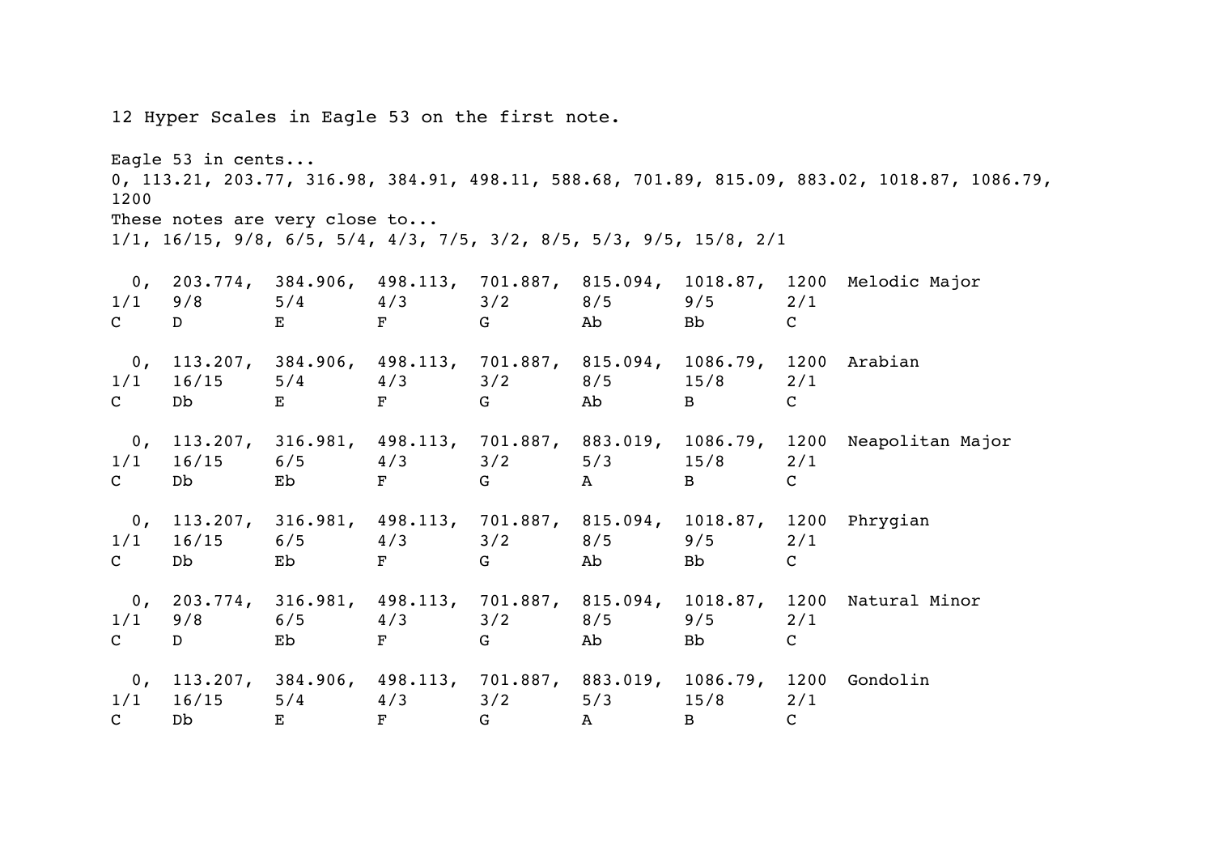12 Hyper Scales in Eagle 53 on the first note.

Eagle 53 in cents...
0, 113.21, 203.77, 316.98, 384.91, 498.11, 588.68, 701.89, 815.09, 883.02, 1018.87, 1086.79, 1200
These notes are very close to...
1/1, 16/15, 9/8, 6/5, 5/4, 4/3, 7/5, 3/2, 8/5, 5/3, 9/5, 15/8, 2/1

```
  0,  203.774,  384.906,  498.113,  701.887,  815.094,  1018.87,  1200  Melodic Major
1/1   9/8       5/4       4/3       3/2       8/5       9/5       2/1
C     D         E         F         G         Ab        Bb        C

  0,  113.207,  384.906,  498.113,  701.887,  815.094,  1086.79,  1200  Arabian
1/1   16/15     5/4       4/3       3/2       8/5       15/8      2/1
C     Db        E         F         G         Ab        B         C

  0,  113.207,  316.981,  498.113,  701.887,  883.019,  1086.79,  1200  Neapolitan Major
1/1   16/15     6/5       4/3       3/2       5/3       15/8      2/1
C     Db        Eb        F         G         A         B         C

  0,  113.207,  316.981,  498.113,  701.887,  815.094,  1018.87,  1200  Phrygian
1/1   16/15     6/5       4/3       3/2       8/5       9/5       2/1
C     Db        Eb        F         G         Ab        Bb        C

  0,  203.774,  316.981,  498.113,  701.887,  815.094,  1018.87,  1200  Natural Minor
1/1   9/8       6/5       4/3       3/2       8/5       9/5       2/1
C     D         Eb        F         G         Ab        Bb        C

  0,  113.207,  384.906,  498.113,  701.887,  883.019,  1086.79,  1200  Gondolin
1/1   16/15     5/4       4/3       3/2       5/3       15/8      2/1
C     Db        E         F         G         A         B         C
```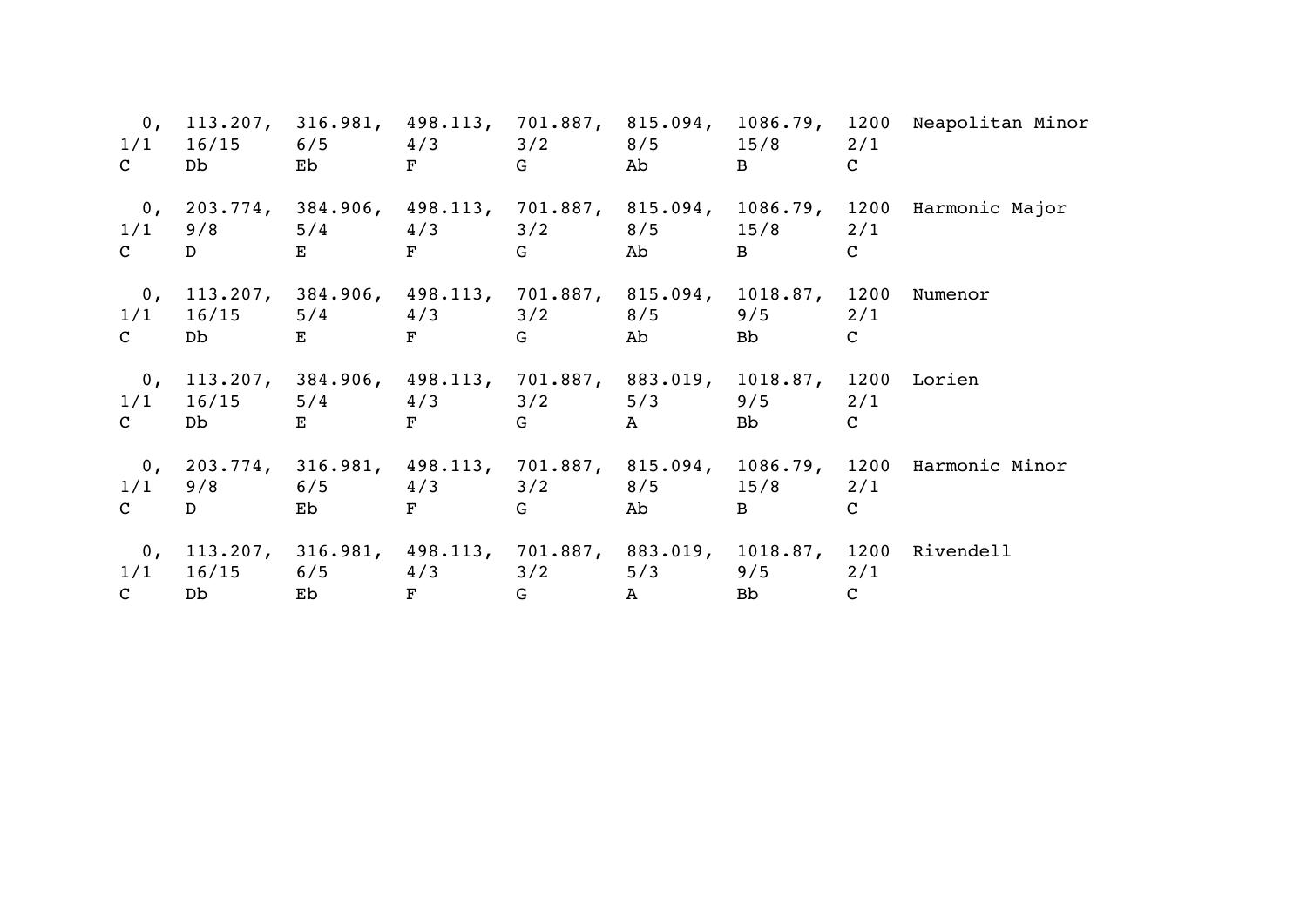| | | | | | | | | |
|---|---|---|---|---|---|---|---|---|
| 0, | 113.207, | 316.981, | 498.113, | 701.887, | 815.094, | 1086.79, | 1200 | Neapolitan Minor |
| 1/1 | 16/15 | 6/5 | 4/3 | 3/2 | 8/5 | 15/8 | 2/1 | |
| C | Db | Eb | F | G | Ab | B | C | |
| | | | | | | | | |
| 0, | 203.774, | 384.906, | 498.113, | 701.887, | 815.094, | 1086.79, | 1200 | Harmonic Major |
| 1/1 | 9/8 | 5/4 | 4/3 | 3/2 | 8/5 | 15/8 | 2/1 | |
| C | D | E | F | G | Ab | B | C | |
| | | | | | | | | |
| 0, | 113.207, | 384.906, | 498.113, | 701.887, | 815.094, | 1018.87, | 1200 | Numenor |
| 1/1 | 16/15 | 5/4 | 4/3 | 3/2 | 8/5 | 9/5 | 2/1 | |
| C | Db | E | F | G | Ab | Bb | C | |
| | | | | | | | | |
| 0, | 113.207, | 384.906, | 498.113, | 701.887, | 883.019, | 1018.87, | 1200 | Lorien |
| 1/1 | 16/15 | 5/4 | 4/3 | 3/2 | 5/3 | 9/5 | 2/1 | |
| C | Db | E | F | G | A | Bb | C | |
| | | | | | | | | |
| 0, | 203.774, | 316.981, | 498.113, | 701.887, | 815.094, | 1086.79, | 1200 | Harmonic Minor |
| 1/1 | 9/8 | 6/5 | 4/3 | 3/2 | 8/5 | 15/8 | 2/1 | |
| C | D | Eb | F | G | Ab | B | C | |
| | | | | | | | | |
| 0, | 113.207, | 316.981, | 498.113, | 701.887, | 883.019, | 1018.87, | 1200 | Rivendell |
| 1/1 | 16/15 | 6/5 | 4/3 | 3/2 | 5/3 | 9/5 | 2/1 | |
| C | Db | Eb | F | G | A | Bb | C | |